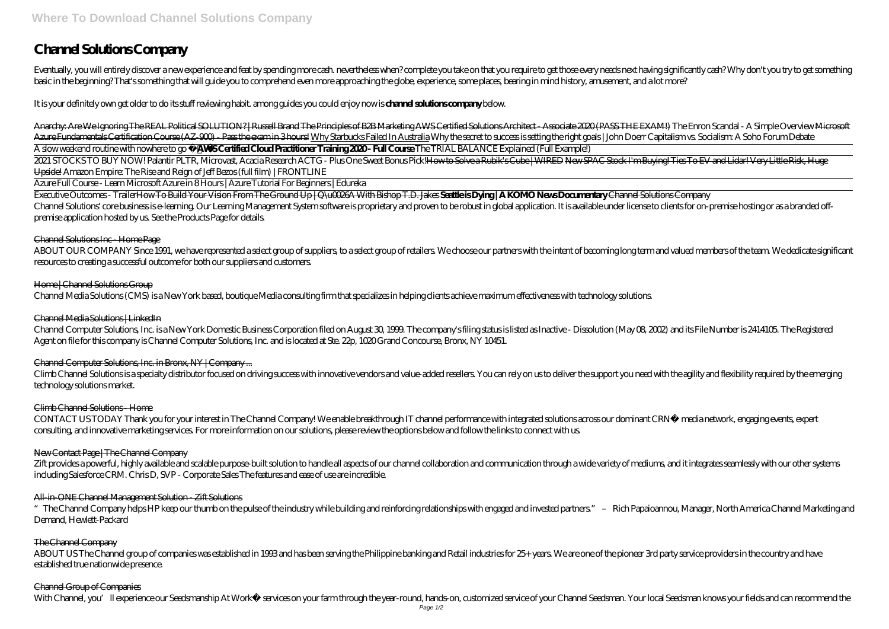# Channel Solutions Company

Eventually, you will entirely discover a new experience and feat by spending more cash. nevertheless when? complete you take on that you require to get those every needs next having significantly cash? Why don't you try to get something basic in the beginning? That's something that will guide you to comprehend even more approaching the globe, experience, some places, bearing in mind history, amusement, and a lot more?

It is your definitely own get older to do its stuff reviewing habit. among guides you could enjoy now is **channel solutions company** below.

Anarchy: Are We Ignoring The REAL Political SOLUTION? | Russell Brand The Principles of B2B Marketing AWS Certified Solutions Architect - Associate 2020 (PASS THE EXAM!) *The Enron Scandal - A Simple Overview* Microsoft Azure Fundamentals Certification Course (AZ-900) - Pass the exam in 3 hours! Why Starbucks Failed In Australia *Why the secret to success is setting the right goals | John Doerr* *Capitalism vs. Socialism: A Soho Forum Debate*

*A slow weekend routine with nowhere to go* **AWS Certified Cloud Practitioner Training 2020 - Full Course** *The TRIAL BALANCE Explained (Full Example!)*

*2021 STOCKS TO BUY NOW! Palantir PLTR, Microvast, Acacia Research ACTG - Plus One Sweet Bonus Pick!* How to Solve a Rubik's Cube | WIRED New SPAC Stock I'm Buying! Ties To EV and Lidar! Very Little Risk, Huge Upside! *Amazon Empire: The Rise and Reign of Jeff Bezos (full film) | FRONTLINE*

Azure Full Course - Learn Microsoft Azure in 8 Hours | Azure Tutorial For Beginners | Edureka

Executive Outcomes - Trailer How To Build Your Vision From The Ground Up | Q\u0026A With Bishop T.D. Jakes **Seattle is Dying | A KOMO News Documentary** Channel Solutions Company

Channel Solutions' core business is e-learning. Our Learning Management System software is proprietary and proven to be robust in global application. It is available under license to clients for on-premise hosting or as a branded off-premise application hosted by us. See the Products Page for details.

## Channel Solutions Inc - Home Page

ABOUT OUR COMPANY Since 1991, we have represented a select group of suppliers, to a select group of retailers. We choose our partners with the intent of becoming long term and valued members of the team. We dedicate significant resources to creating a successful outcome for both our suppliers and customers.

## Home | Channel Solutions Group

Channel Media Solutions (CMS) is a New York based, boutique Media consulting firm that specializes in helping clients achieve maximum effectiveness with technology solutions.

## Channel Media Solutions | LinkedIn

Channel Computer Solutions, Inc. is a New York Domestic Business Corporation filed on August 30, 1999. The company's filing status is listed as Inactive - Dissolution (May 08, 2002) and its File Number is 2414105. The Registered Agent on file for this company is Channel Computer Solutions, Inc. and is located at Ste. 22p, 1020 Grand Concourse, Bronx, NY 10451.

## Channel Computer Solutions, Inc. in Bronx, NY | Company ...

Climb Channel Solutions is a specialty distributor focused on driving success with innovative vendors and value-added resellers. You can rely on us to deliver the support you need with the agility and flexibility required by the emerging technology solutions market.

## Climb Channel Solutions - Home

CONTACT US TODAY Thank you for your interest in The Channel Company! We enable breakthrough IT channel performance with integrated solutions across our dominant CRN® media network, engaging events, expert consulting, and innovative marketing services. For more information on our solutions, please review the options below and follow the links to connect with us.

## New Contact Page | The Channel Company

Zift provides a powerful, highly available and scalable purpose-built solution to handle all aspects of our channel collaboration and communication through a wide variety of mediums, and it integrates seamlessly with our other systems including Salesforce CRM. Chris D, SVP - Corporate Sales The features and ease of use are incredible.

## All-in-ONE Channel Management Solution - Zift Solutions

"The Channel Company helps HP keep our thumb on the pulse of the industry while building and reinforcing relationships with engaged and invested partners." – Rich Papaioannou, Manager, North America Channel Marketing and Demand, Hewlett-Packard

## The Channel Company

ABOUT US The Channel group of companies was established in 1993 and has been serving the Philippine banking and Retail industries for 25+ years. We are one of the pioneer 3rd party service providers in the country and have established true nationwide presence.

## Channel Group of Companies

With Channel, you'll experience our Seedsmanship At Work® services on your farm through the year-round, hands-on, customized service of your Channel Seedsman. Your local Seedsman knows your fields and can recommend the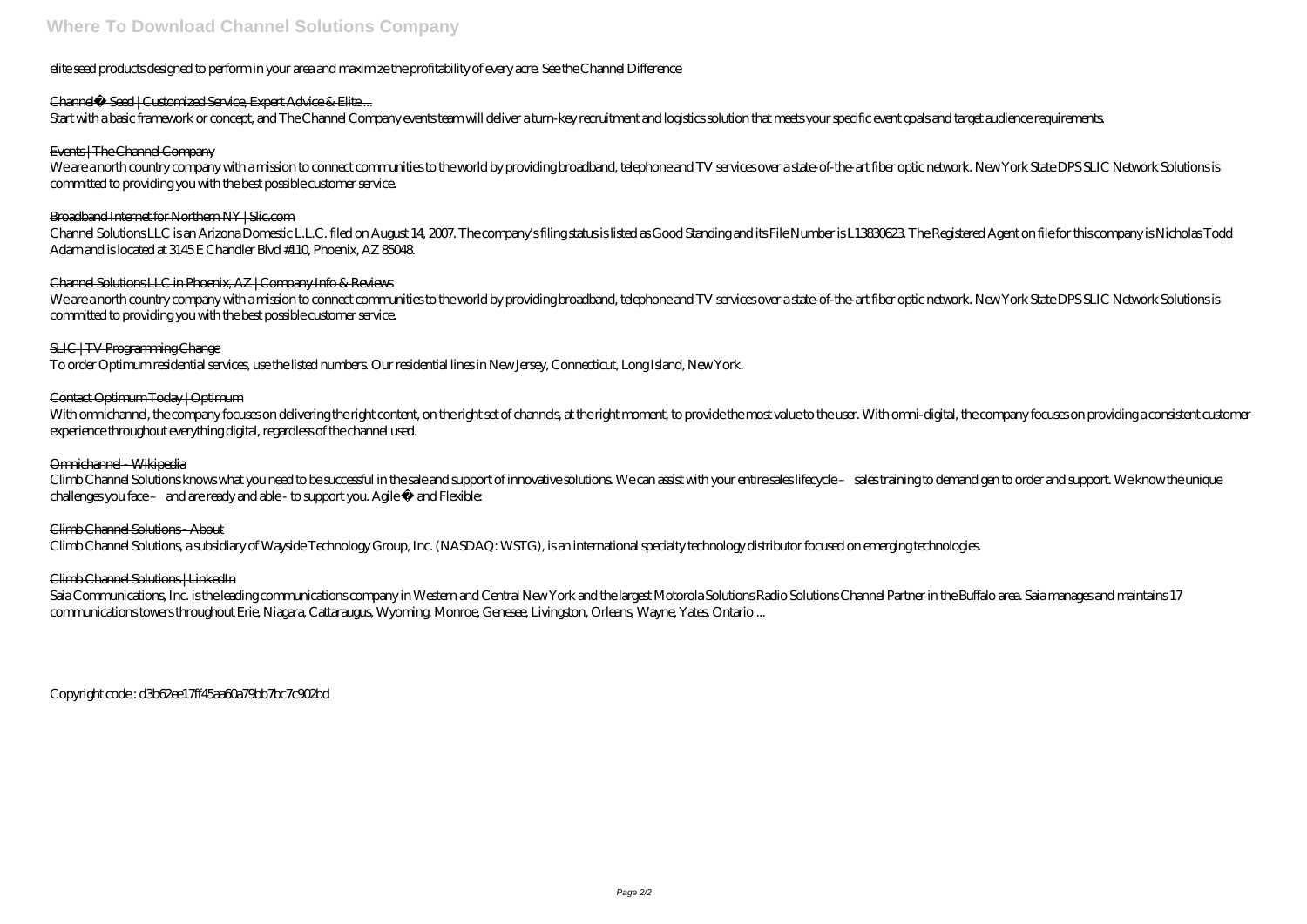elite seed products designed to perform in your area and maximize the profitability of every acre. See the Channel Difference

Channel® Seed | Customized Service, Expert Advice & Elite ...

Start with a basic framework or concept, and The Channel Company events team will deliver a turn-key recruitment and logistics solution that meets your specific event goals and target audience requirements.

Events | The Channel Company

We are a north country company with a mission to connect communities to the world by providing broadband, telephone and TV services over a state-of-the-art fiber optic network. New York State DPS SLIC Network Solutions is committed to providing you with the best possible customer service.

Broadband Internet for Northern NY | Slic.com

Channel Solutions LLC is an Arizona Domestic L.L.C. filed on August 14, 2007. The company's filing status is listed as Good Standing and its File Number is L13830623. The Registered Agent on file for this company is Nicholas Todd Adam and is located at 3145 E Chandler Blvd #110, Phoenix, AZ 85048.

Channel Solutions LLC in Phoenix, AZ | Company Info & Reviews

We are a north country company with a mission to connect communities to the world by providing broadband, telephone and TV services over a state-of-the-art fiber optic network. New York State DPS SLIC Network Solutions is committed to providing you with the best possible customer service.

SLIC | TV Programming Change

To order Optimum residential services, use the listed numbers. Our residential lines in New Jersey, Connecticut, Long Island, New York.

Contact Optimum Today | Optimum

With omnichannel, the company focuses on delivering the right content, on the right set of channels, at the right moment, to provide the most value to the user. With omni-digital, the company focuses on providing a consistent customer experience throughout everything digital, regardless of the channel used.

Omnichannel - Wikipedia

Climb Channel Solutions knows what you need to be successful in the sale and support of innovative solutions. We can assist with your entire sales lifecycle – sales training to demand gen to order and support. We know the unique challenges you face – and are ready and able - to support you. Agile · and Flexible:

Climb Channel Solutions - About

Climb Channel Solutions, a subsidiary of Wayside Technology Group, Inc. (NASDAQ: WSTG), is an international specialty technology distributor focused on emerging technologies.

Climb Channel Solutions | LinkedIn

Saia Communications, Inc. is the leading communications company in Western and Central New York and the largest Motorola Solutions Radio Solutions Channel Partner in the Buffalo area. Saia manages and maintains 17 communications towers throughout Erie, Niagara, Cattaraugus, Wyoming, Monroe, Genesee, Livingston, Orleans, Wayne, Yates, Ontario ...

Copyright code : d3b62ee17ff45aa60a79bb7bc7c902bd